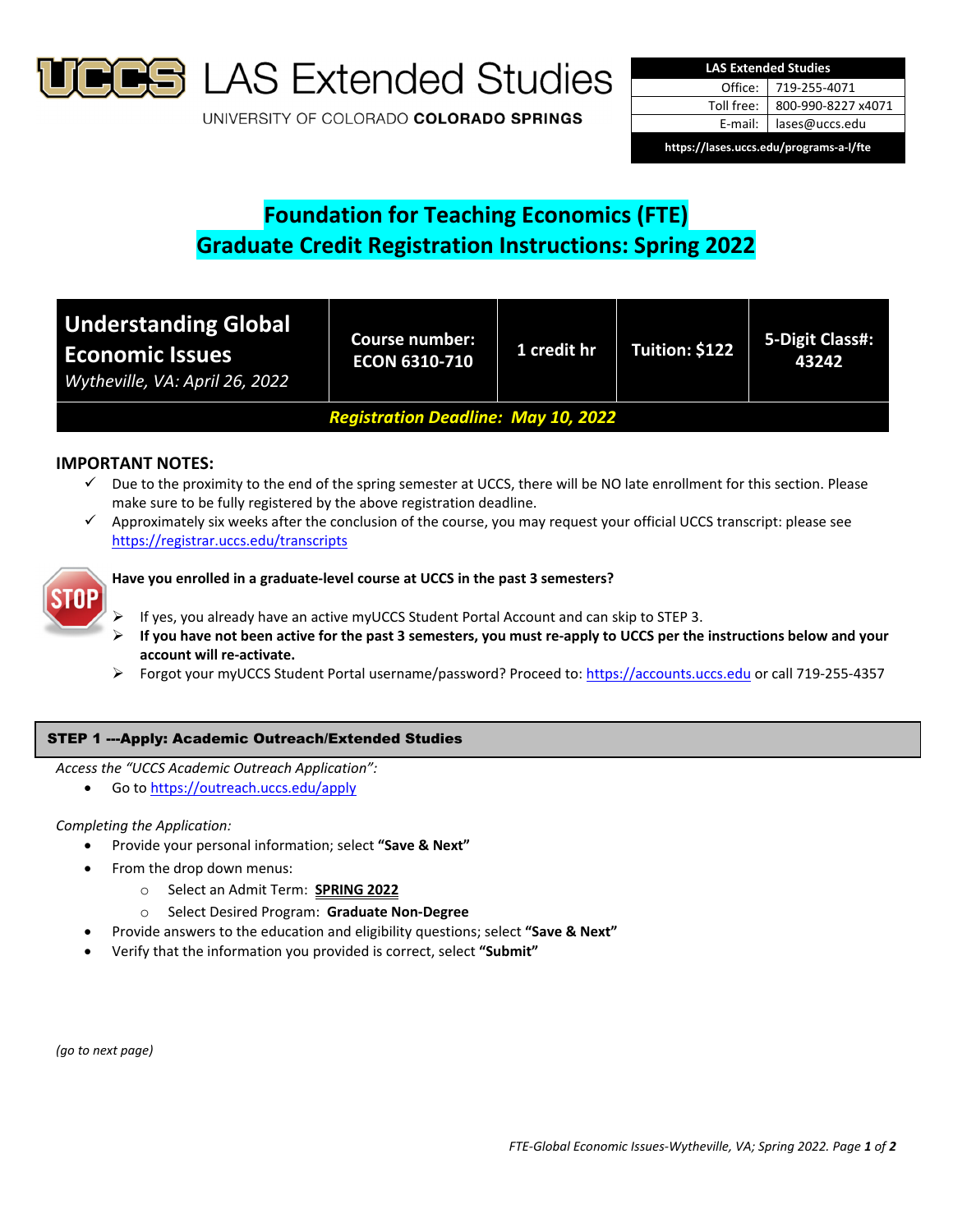# UCCS LAS Extended Studies

UNIVERSITY OF COLORADO **COLORADO SPRINGS**

| LAS Extended Studies | |
|---|---|
| Office: | 719-255-4071 |
| Toll free: | 800-990-8227 x4071 |
| E-mail: | lases@uccs.edu |
| https://lases.uccs.edu/programs-a-l/fte | |

# Foundation for Teaching Economics (FTE)
# Graduate Credit Registration Instructions: Spring 2022

| **Understanding Global Economic Issues** *Wytheville, VA: April 26, 2022* | **Course number: ECON 6310-710** | **1 credit hr** | **Tuition: $122** | **5-Digit Class#: 43242** |
|---|---|---|---|---|
| ***Registration Deadline: May 10, 2022*** | | | | |

## IMPORTANT NOTES:

- ✓ Due to the proximity to the end of the spring semester at UCCS, there will be NO late enrollment for this section. Please make sure to be fully registered by the above registration deadline.
- ✓ Approximately six weeks after the conclusion of the course, you may request your official UCCS transcript: please see https://registrar.uccs.edu/transcripts

STOP **Have you enrolled in a graduate-level course at UCCS in the past 3 semesters?**

- If yes, you already have an active myUCCS Student Portal Account and can skip to STEP 3.
- **If you have not been active for the past 3 semesters, you must re-apply to UCCS per the instructions below and your account will re-activate.**
- Forgot your myUCCS Student Portal username/password? Proceed to: https://accounts.uccs.edu or call 719-255-4357

## STEP 1 ---Apply: Academic Outreach/Extended Studies

*Access the "UCCS Academic Outreach Application":*

- Go to https://outreach.uccs.edu/apply

*Completing the Application:*

- Provide your personal information; select **"Save & Next"**
- From the drop down menus:
  - Select an Admit Term: **SPRING 2022**
  - Select Desired Program: **Graduate Non-Degree**
- Provide answers to the education and eligibility questions; select **"Save & Next"**
- Verify that the information you provided is correct, select **"Submit"**

*(go to next page)*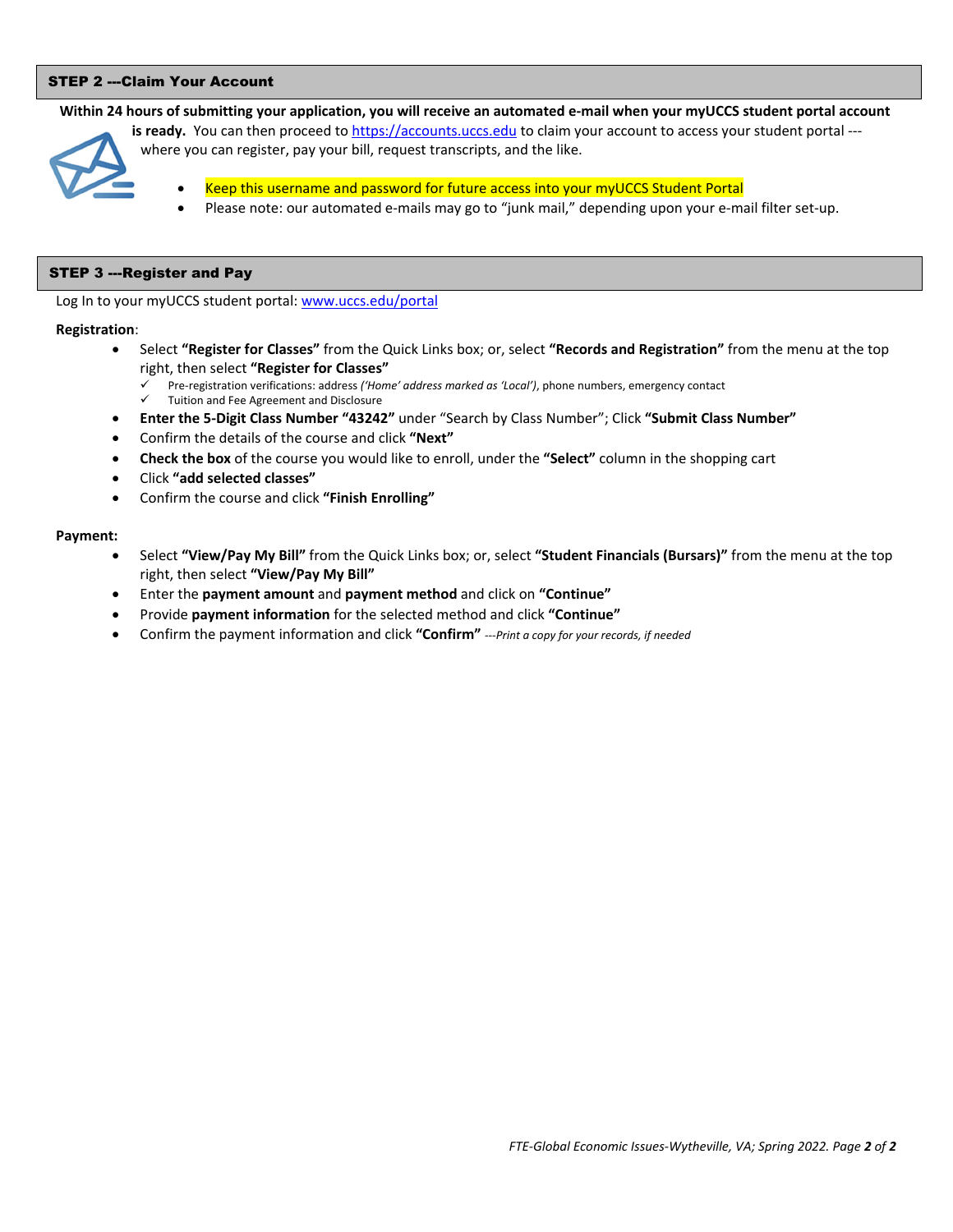## STEP 2 ---Claim Your Account

**Within 24 hours of submitting your application, you will receive an automated e-mail when your myUCCS student portal account is ready.** You can then proceed to https://accounts.uccs.edu to claim your account to access your student portal ---where you can register, pay your bill, request transcripts, and the like.

- Keep this username and password for future access into your myUCCS Student Portal
- Please note: our automated e-mails may go to "junk mail," depending upon your e-mail filter set-up.

## STEP 3 ---Register and Pay

Log In to your myUCCS student portal: www.uccs.edu/portal

**Registration**:

- Select **"Register for Classes"** from the Quick Links box; or, select **"Records and Registration"** from the menu at the top right, then select **"Register for Classes"**
  - ✓ Pre-registration verifications: address *('Home' address marked as 'Local')*, phone numbers, emergency contact
  - ✓ Tuition and Fee Agreement and Disclosure
- **Enter the 5-Digit Class Number "43242"** under "Search by Class Number"; Click **"Submit Class Number"**
- Confirm the details of the course and click **"Next"**
- **Check the box** of the course you would like to enroll, under the **"Select"** column in the shopping cart
- Click **"add selected classes"**
- Confirm the course and click **"Finish Enrolling"**

**Payment:**

- Select **"View/Pay My Bill"** from the Quick Links box; or, select **"Student Financials (Bursars)"** from the menu at the top right, then select **"View/Pay My Bill"**
- Enter the **payment amount** and **payment method** and click on **"Continue"**
- Provide **payment information** for the selected method and click **"Continue"**
- Confirm the payment information and click **"Confirm"** *---Print a copy for your records, if needed*